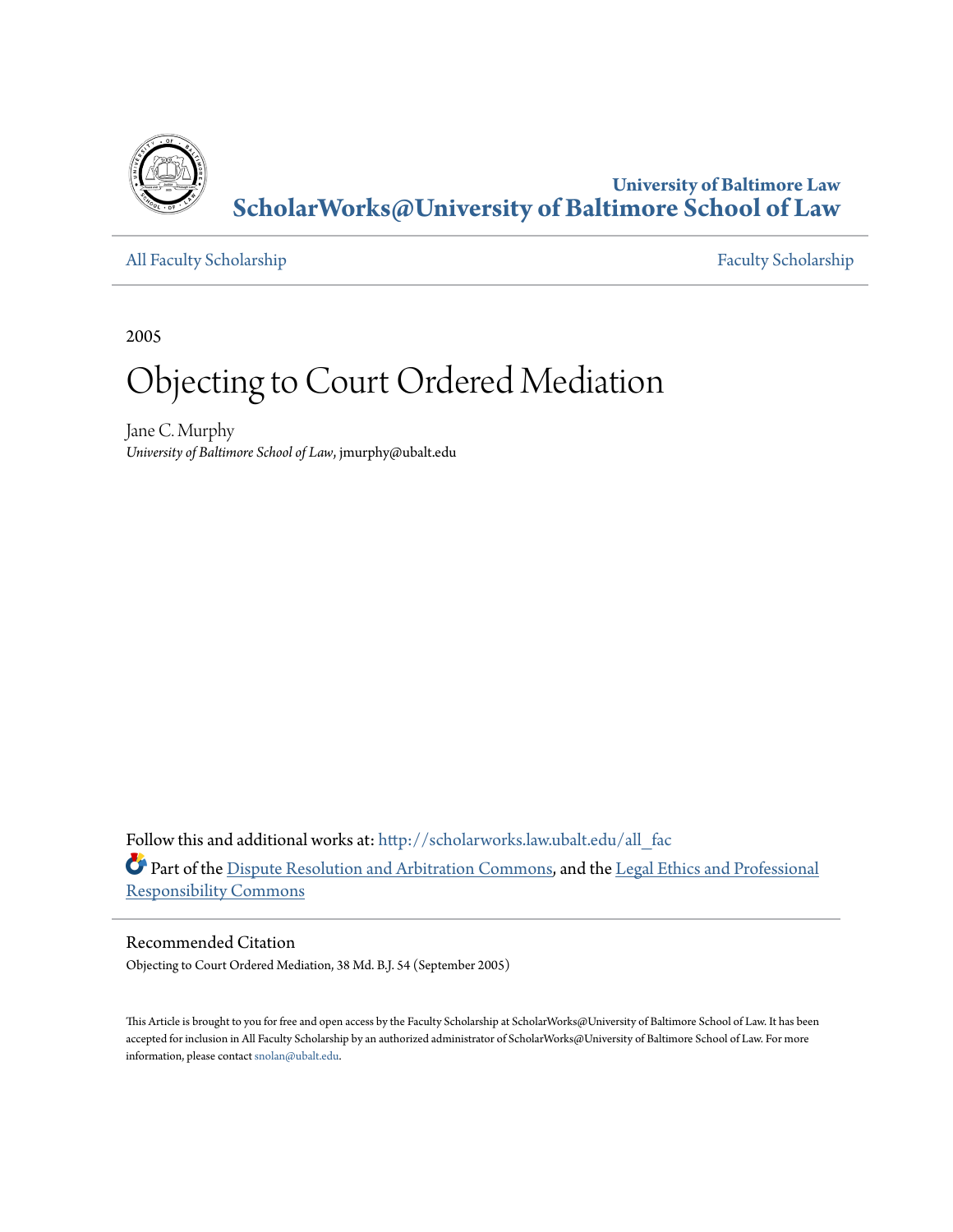University of Baltimore Law
**ScholarWorks@University of Baltimore School of Law**

All Faculty Scholarship | Faculty Scholarship

2005

# Objecting to Court Ordered Mediation

Jane C. Murphy
*University of Baltimore School of Law*, jmurphy@ubalt.edu

Follow this and additional works at: http://scholarworks.law.ubalt.edu/all_fac

Part of the Dispute Resolution and Arbitration Commons, and the Legal Ethics and Professional Responsibility Commons

## Recommended Citation

Objecting to Court Ordered Mediation, 38 Md. B.J. 54 (September 2005)

This Article is brought to you for free and open access by the Faculty Scholarship at ScholarWorks@University of Baltimore School of Law. It has been accepted for inclusion in All Faculty Scholarship by an authorized administrator of ScholarWorks@University of Baltimore School of Law. For more information, please contact snolan@ubalt.edu.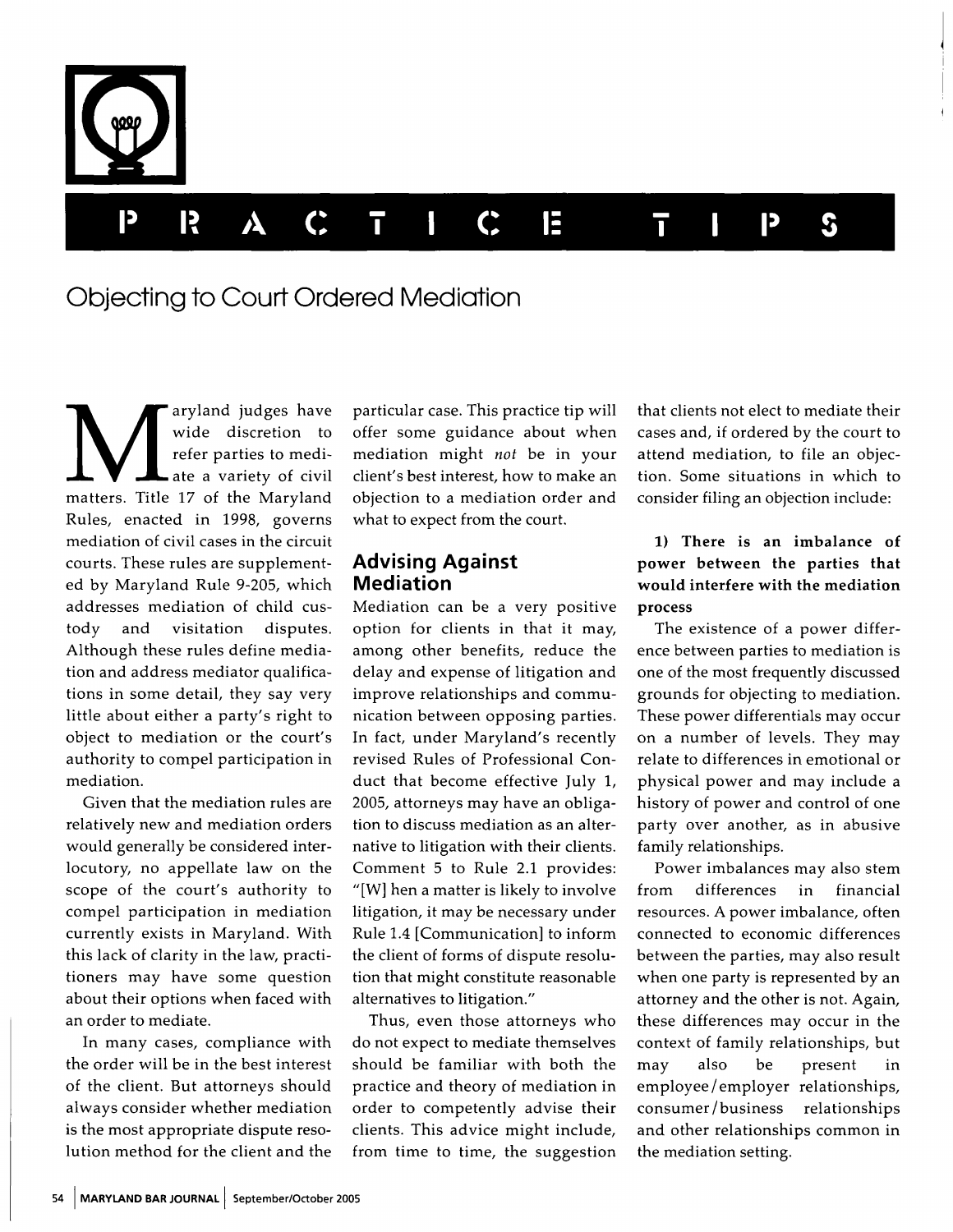## PRACTICE TIPS

# Objecting to Court Ordered Mediation

Maryland judges have wide discretion to refer parties to mediate a variety of civil matters. Title 17 of the Maryland Rules, enacted in 1998, governs mediation of civil cases in the circuit courts. These rules are supplemented by Maryland Rule 9-205, which addresses mediation of child custody and visitation disputes. Although these rules define mediation and address mediator qualifications in some detail, they say very little about either a party's right to object to mediation or the court's authority to compel participation in mediation.

Given that the mediation rules are relatively new and mediation orders would generally be considered interlocutory, no appellate law on the scope of the court's authority to compel participation in mediation currently exists in Maryland. With this lack of clarity in the law, practitioners may have some question about their options when faced with an order to mediate.

In many cases, compliance with the order will be in the best interest of the client. But attorneys should always consider whether mediation is the most appropriate dispute resolution method for the client and the particular case. This practice tip will offer some guidance about when mediation might *not* be in your client's best interest, how to make an objection to a mediation order and what to expect from the court.

## Advising Against Mediation

Mediation can be a very positive option for clients in that it may, among other benefits, reduce the delay and expense of litigation and improve relationships and communication between opposing parties. In fact, under Maryland's recently revised Rules of Professional Conduct that become effective July 1, 2005, attorneys may have an obligation to discuss mediation as an alternative to litigation with their clients. Comment 5 to Rule 2.1 provides: "[W] hen a matter is likely to involve litigation, it may be necessary under Rule 1.4 [Communication] to inform the client of forms of dispute resolution that might constitute reasonable alternatives to litigation."

Thus, even those attorneys who do not expect to mediate themselves should be familiar with both the practice and theory of mediation in order to competently advise their clients. This advice might include, from time to time, the suggestion that clients not elect to mediate their cases and, if ordered by the court to attend mediation, to file an objection. Some situations in which to consider filing an objection include:

**1) There is an imbalance of power between the parties that would interfere with the mediation process**

The existence of a power difference between parties to mediation is one of the most frequently discussed grounds for objecting to mediation. These power differentials may occur on a number of levels. They may relate to differences in emotional or physical power and may include a history of power and control of one party over another, as in abusive family relationships.

Power imbalances may also stem from differences in financial resources. A power imbalance, often connected to economic differences between the parties, may also result when one party is represented by an attorney and the other is not. Again, these differences may occur in the context of family relationships, but may also be present in employee/employer relationships, consumer/business relationships and other relationships common in the mediation setting.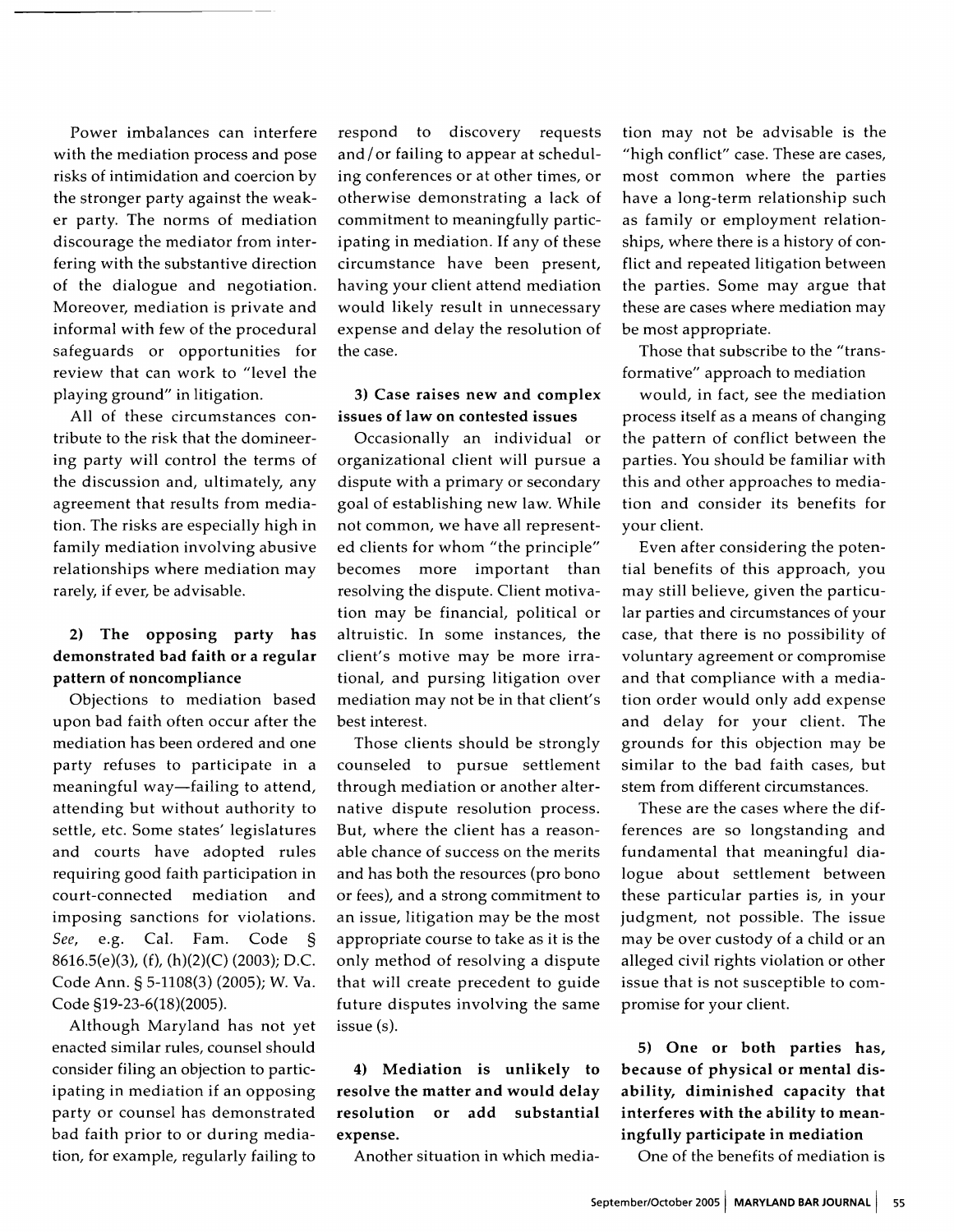Power imbalances can interfere with the mediation process and pose risks of intimidation and coercion by the stronger party against the weaker party. The norms of mediation discourage the mediator from interfering with the substantive direction of the dialogue and negotiation. Moreover, mediation is private and informal with few of the procedural safeguards or opportunities for review that can work to "level the playing ground" in litigation.

All of these circumstances contribute to the risk that the domineering party will control the terms of the discussion and, ultimately, any agreement that results from mediation. The risks are especially high in family mediation involving abusive relationships where mediation may rarely, if ever, be advisable.

**2) The opposing party has demonstrated bad faith or a regular pattern of noncompliance**

Objections to mediation based upon bad faith often occur after the mediation has been ordered and one party refuses to participate in a meaningful way—failing to attend, attending but without authority to settle, etc. Some states' legislatures and courts have adopted rules requiring good faith participation in court-connected mediation and imposing sanctions for violations. *See*, e.g. Cal. Fam. Code § 8616.5(e)(3), (f), (h)(2)(C) (2003); D.C. Code Ann. § 5-1108(3) (2005); W. Va. Code §19-23-6(18)(2005).

Although Maryland has not yet enacted similar rules, counsel should consider filing an objection to participating in mediation if an opposing party or counsel has demonstrated bad faith prior to or during mediation, for example, regularly failing to respond to discovery requests and/or failing to appear at scheduling conferences or at other times, or otherwise demonstrating a lack of commitment to meaningfully participating in mediation. If any of these circumstance have been present, having your client attend mediation would likely result in unnecessary expense and delay the resolution of the case.

**3) Case raises new and complex issues of law on contested issues**

Occasionally an individual or organizational client will pursue a dispute with a primary or secondary goal of establishing new law. While not common, we have all represented clients for whom "the principle" becomes more important than resolving the dispute. Client motivation may be financial, political or altruistic. In some instances, the client's motive may be more irrational, and pursing litigation over mediation may not be in that client's best interest.

Those clients should be strongly counseled to pursue settlement through mediation or another alternative dispute resolution process. But, where the client has a reasonable chance of success on the merits and has both the resources (pro bono or fees), and a strong commitment to an issue, litigation may be the most appropriate course to take as it is the only method of resolving a dispute that will create precedent to guide future disputes involving the same issue (s).

**4) Mediation is unlikely to resolve the matter and would delay resolution or add substantial expense.**

Another situation in which mediation may not be advisable is the "high conflict" case. These are cases, most common where the parties have a long-term relationship such as family or employment relationships, where there is a history of conflict and repeated litigation between the parties. Some may argue that these are cases where mediation may be most appropriate.

Those that subscribe to the "transformative" approach to mediation would, in fact, see the mediation process itself as a means of changing the pattern of conflict between the parties. You should be familiar with this and other approaches to mediation and consider its benefits for your client.

Even after considering the potential benefits of this approach, you may still believe, given the particular parties and circumstances of your case, that there is no possibility of voluntary agreement or compromise and that compliance with a mediation order would only add expense and delay for your client. The grounds for this objection may be similar to the bad faith cases, but stem from different circumstances.

These are the cases where the differences are so longstanding and fundamental that meaningful dialogue about settlement between these particular parties is, in your judgment, not possible. The issue may be over custody of a child or an alleged civil rights violation or other issue that is not susceptible to compromise for your client.

**5) One or both parties has, because of physical or mental disability, diminished capacity that interferes with the ability to meaningfully participate in mediation**

One of the benefits of mediation is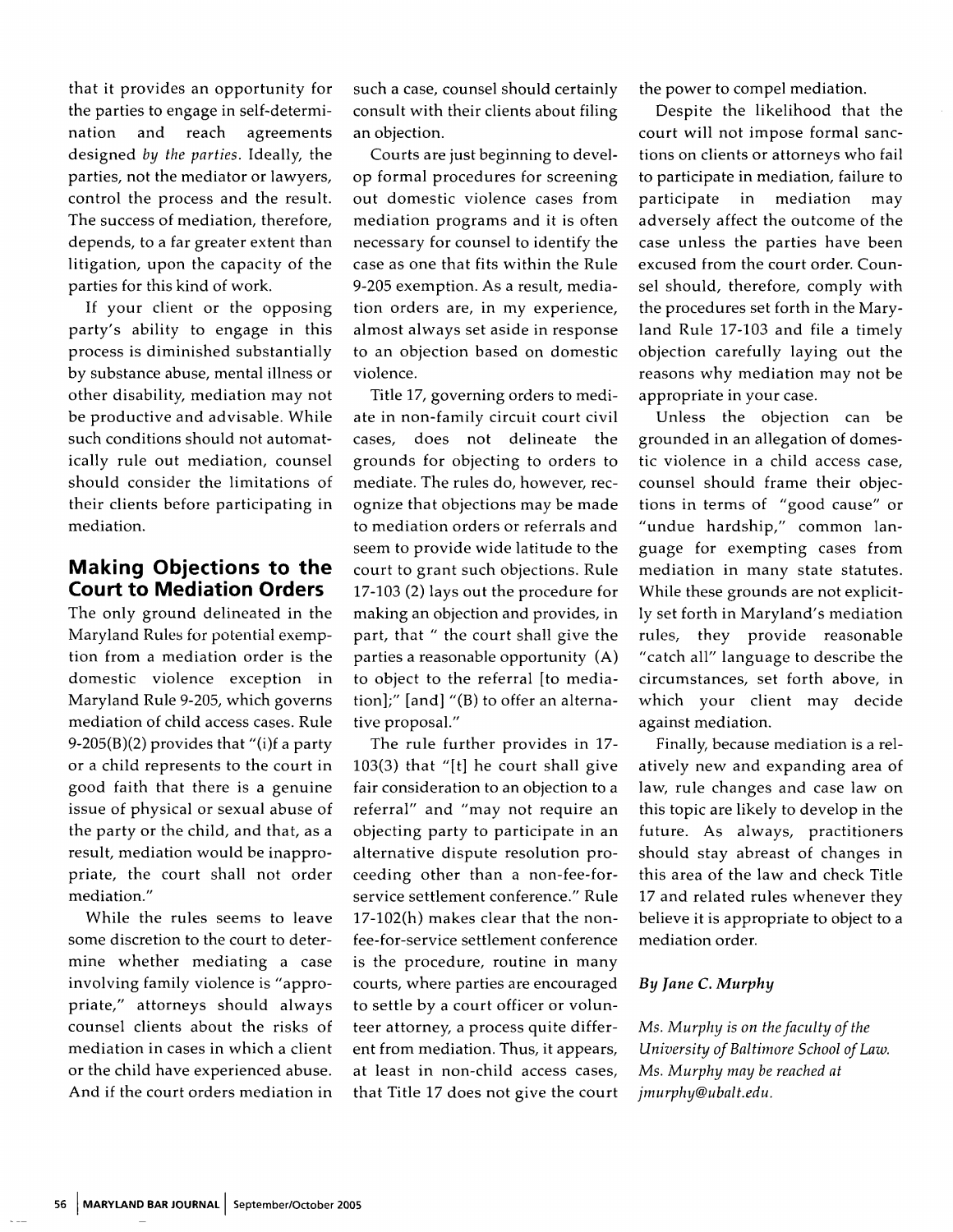that it provides an opportunity for the parties to engage in self-determination and reach agreements designed *by the parties*. Ideally, the parties, not the mediator or lawyers, control the process and the result. The success of mediation, therefore, depends, to a far greater extent than litigation, upon the capacity of the parties for this kind of work.

If your client or the opposing party's ability to engage in this process is diminished substantially by substance abuse, mental illness or other disability, mediation may not be productive and advisable. While such conditions should not automatically rule out mediation, counsel should consider the limitations of their clients before participating in mediation.

## Making Objections to the Court to Mediation Orders

The only ground delineated in the Maryland Rules for potential exemption from a mediation order is the domestic violence exception in Maryland Rule 9-205, which governs mediation of child access cases. Rule 9-205(B)(2) provides that "(i)f a party or a child represents to the court in good faith that there is a genuine issue of physical or sexual abuse of the party or the child, and that, as a result, mediation would be inappropriate, the court shall not order mediation."

While the rules seems to leave some discretion to the court to determine whether mediating a case involving family violence is "appropriate," attorneys should always counsel clients about the risks of mediation in cases in which a client or the child have experienced abuse. And if the court orders mediation in such a case, counsel should certainly consult with their clients about filing an objection.

Courts are just beginning to develop formal procedures for screening out domestic violence cases from mediation programs and it is often necessary for counsel to identify the case as one that fits within the Rule 9-205 exemption. As a result, mediation orders are, in my experience, almost always set aside in response to an objection based on domestic violence.

Title 17, governing orders to mediate in non-family circuit court civil cases, does not delineate the grounds for objecting to orders to mediate. The rules do, however, recognize that objections may be made to mediation orders or referrals and seem to provide wide latitude to the court to grant such objections. Rule 17-103 (2) lays out the procedure for making an objection and provides, in part, that " the court shall give the parties a reasonable opportunity (A) to object to the referral [to mediation];" [and] "(B) to offer an alternative proposal."

The rule further provides in 17-103(3) that "[t] he court shall give fair consideration to an objection to a referral" and "may not require an objecting party to participate in an alternative dispute resolution proceeding other than a non-fee-for-service settlement conference." Rule 17-102(h) makes clear that the non-fee-for-service settlement conference is the procedure, routine in many courts, where parties are encouraged to settle by a court officer or volunteer attorney, a process quite different from mediation. Thus, it appears, at least in non-child access cases, that Title 17 does not give the court the power to compel mediation.

Despite the likelihood that the court will not impose formal sanctions on clients or attorneys who fail to participate in mediation, failure to participate in mediation may adversely affect the outcome of the case unless the parties have been excused from the court order. Counsel should, therefore, comply with the procedures set forth in the Maryland Rule 17-103 and file a timely objection carefully laying out the reasons why mediation may not be appropriate in your case.

Unless the objection can be grounded in an allegation of domestic violence in a child access case, counsel should frame their objections in terms of "good cause" or "undue hardship," common language for exempting cases from mediation in many state statutes. While these grounds are not explicitly set forth in Maryland's mediation rules, they provide reasonable "catch all" language to describe the circumstances, set forth above, in which your client may decide against mediation.

Finally, because mediation is a relatively new and expanding area of law, rule changes and case law on this topic are likely to develop in the future. As always, practitioners should stay abreast of changes in this area of the law and check Title 17 and related rules whenever they believe it is appropriate to object to a mediation order.

***By Jane C. Murphy***

*Ms. Murphy is on the faculty of the University of Baltimore School of Law. Ms. Murphy may be reached at jmurphy@ubalt.edu.*